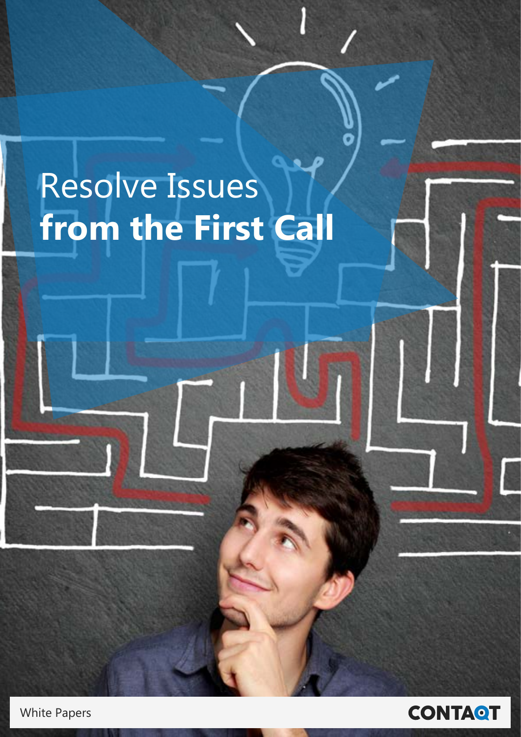# Resolve Issues **from the First Call**

White Papers

CONTAQT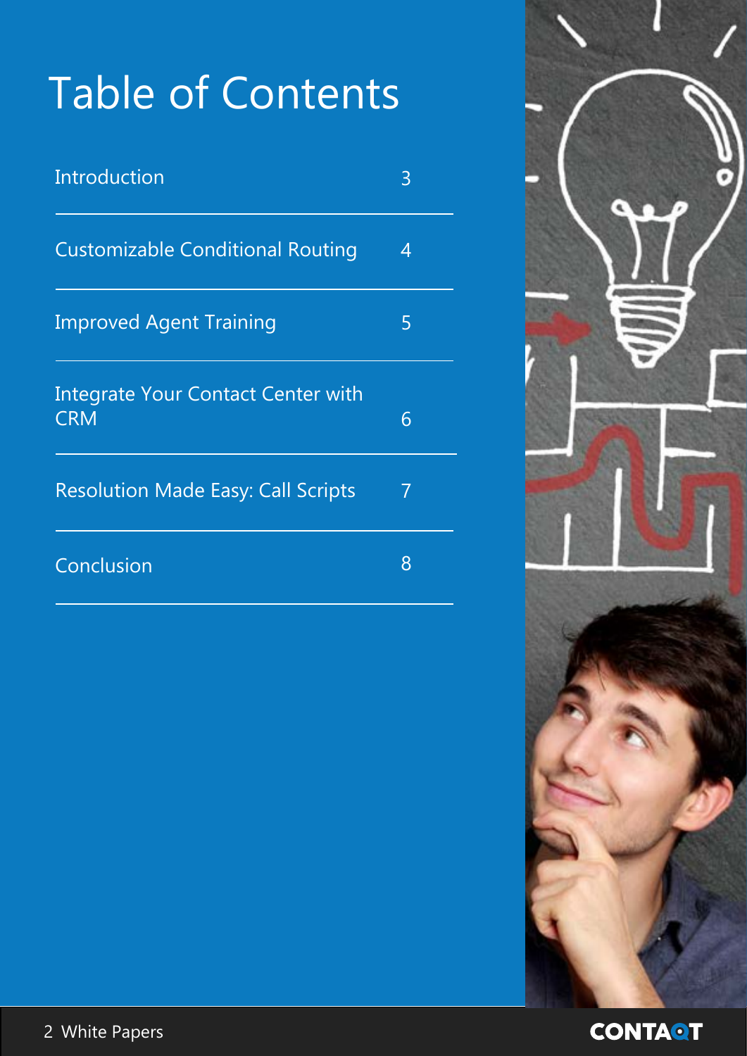# Table of Contents

| | |
|---|---|
| Introduction | 3 |
| Customizable Conditional Routing | 4 |
| Improved Agent Training | 5 |
| Integrate Your Contact Center with CRM | 6 |
| Resolution Made Easy: Call Scripts | 7 |
| Conclusion | 8 |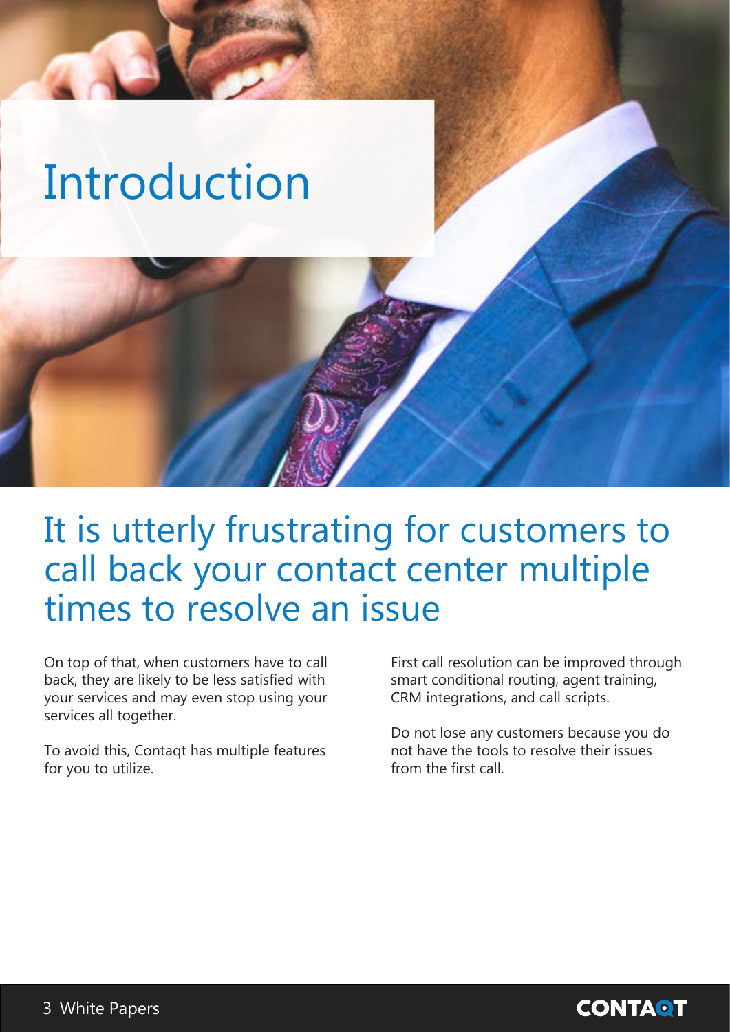# Introduction

## It is utterly frustrating for customers to call back your contact center multiple times to resolve an issue

On top of that, when customers have to call back, they are likely to be less satisfied with your services and may even stop using your services all together.

To avoid this, Contaqt has multiple features for you to utilize.

First call resolution can be improved through smart conditional routing, agent training, CRM integrations, and call scripts.

Do not lose any customers because you do not have the tools to resolve their issues from the first call.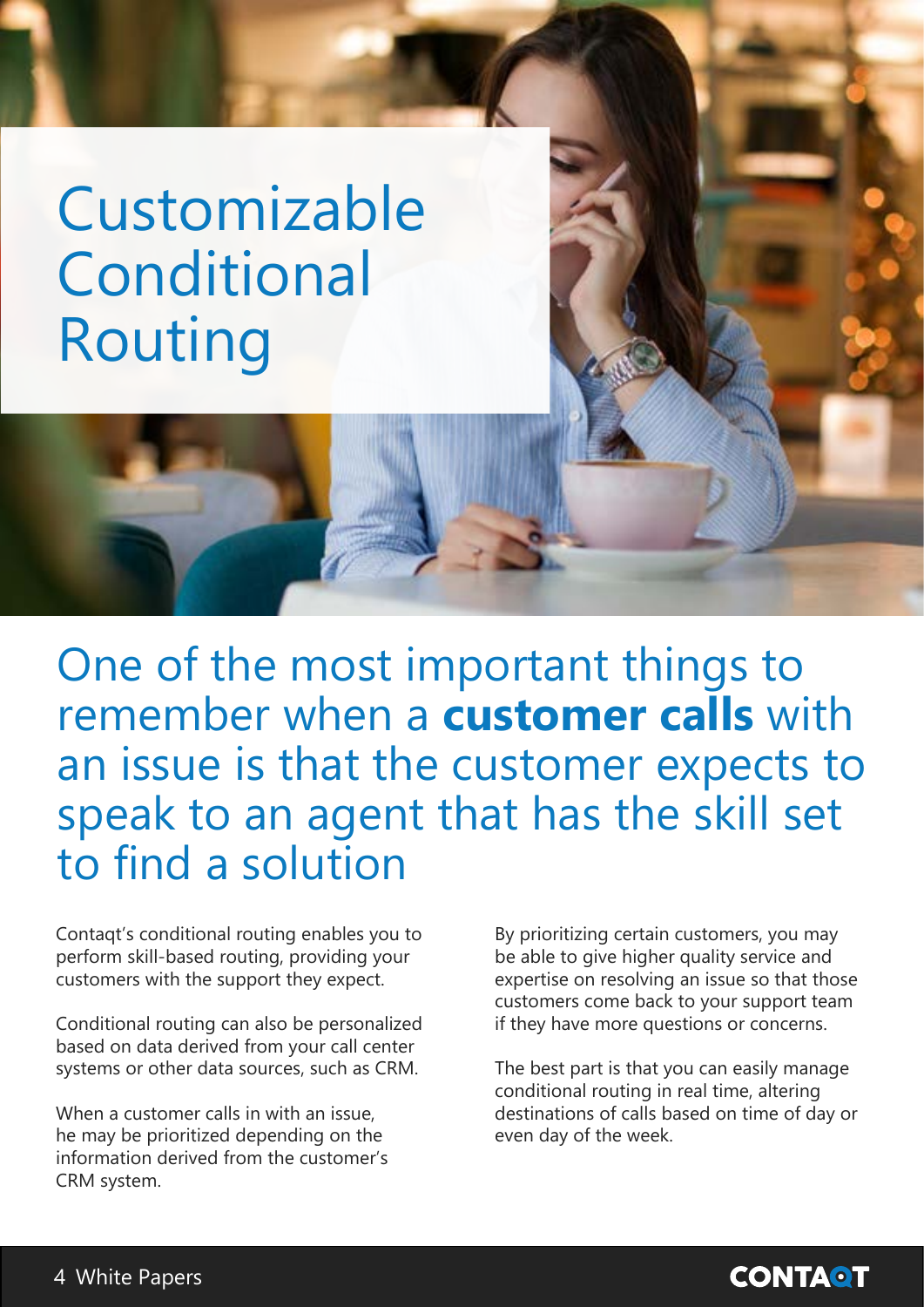# Customizable Conditional Routing

## One of the most important things to remember when a **customer calls** with an issue is that the customer expects to speak to an agent that has the skill set to find a solution

Contaqt's conditional routing enables you to perform skill-based routing, providing your customers with the support they expect.

Conditional routing can also be personalized based on data derived from your call center systems or other data sources, such as CRM.

When a customer calls in with an issue, he may be prioritized depending on the information derived from the customer's CRM system.

By prioritizing certain customers, you may be able to give higher quality service and expertise on resolving an issue so that those customers come back to your support team if they have more questions or concerns.

The best part is that you can easily manage conditional routing in real time, altering destinations of calls based on time of day or even day of the week.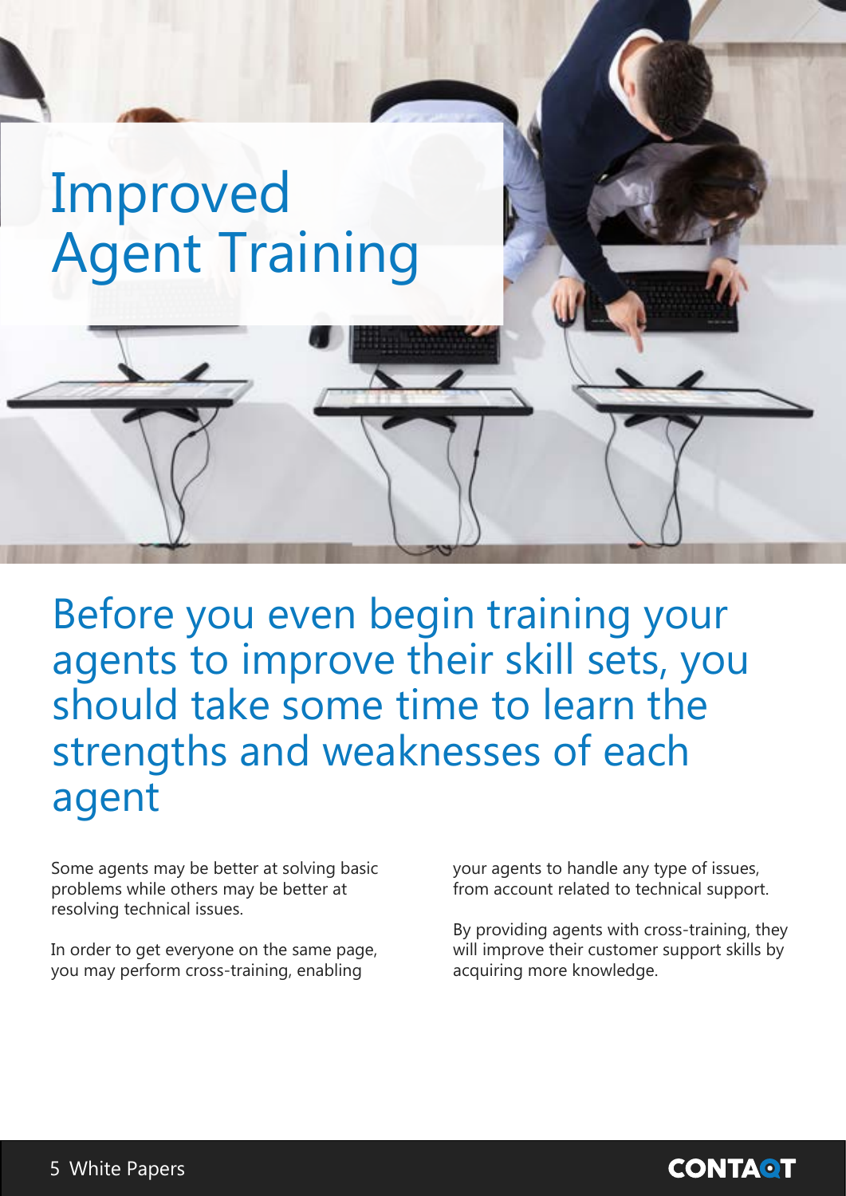# Improved Agent Training

## Before you even begin training your agents to improve their skill sets, you should take some time to learn the strengths and weaknesses of each agent

Some agents may be better at solving basic problems while others may be better at resolving technical issues.

In order to get everyone on the same page, you may perform cross-training, enabling your agents to handle any type of issues, from account related to technical support.

By providing agents with cross-training, they will improve their customer support skills by acquiring more knowledge.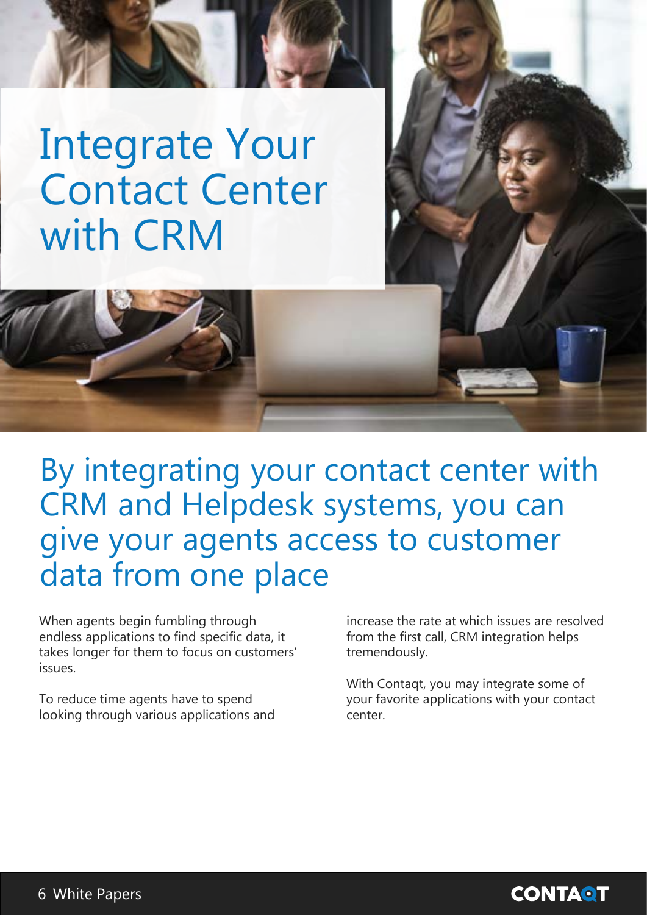# Integrate Your Contact Center with CRM

## By integrating your contact center with CRM and Helpdesk systems, you can give your agents access to customer data from one place

When agents begin fumbling through endless applications to find specific data, it takes longer for them to focus on customers' issues.

To reduce time agents have to spend looking through various applications and increase the rate at which issues are resolved from the first call, CRM integration helps tremendously.

With Contaqt, you may integrate some of your favorite applications with your contact center.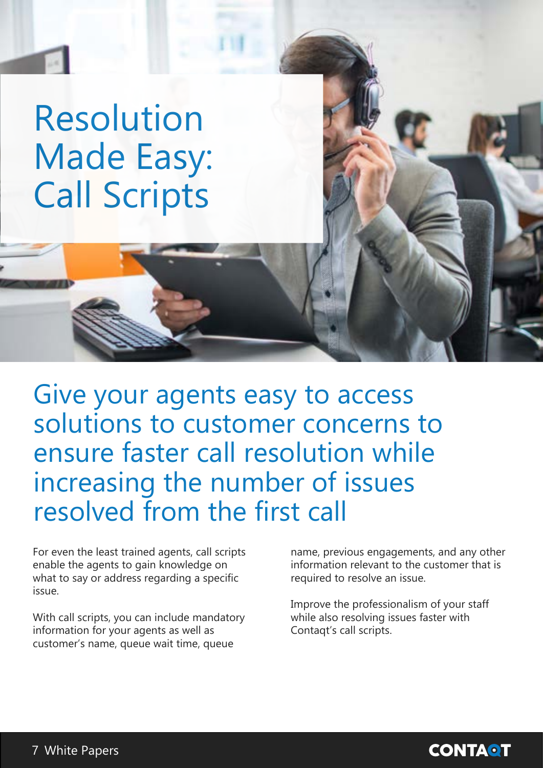# Resolution Made Easy: Call Scripts

## Give your agents easy to access solutions to customer concerns to ensure faster call resolution while increasing the number of issues resolved from the first call

For even the least trained agents, call scripts enable the agents to gain knowledge on what to say or address regarding a specific issue.

With call scripts, you can include mandatory information for your agents as well as customer's name, queue wait time, queue name, previous engagements, and any other information relevant to the customer that is required to resolve an issue.

Improve the professionalism of your staff while also resolving issues faster with Contaqt's call scripts.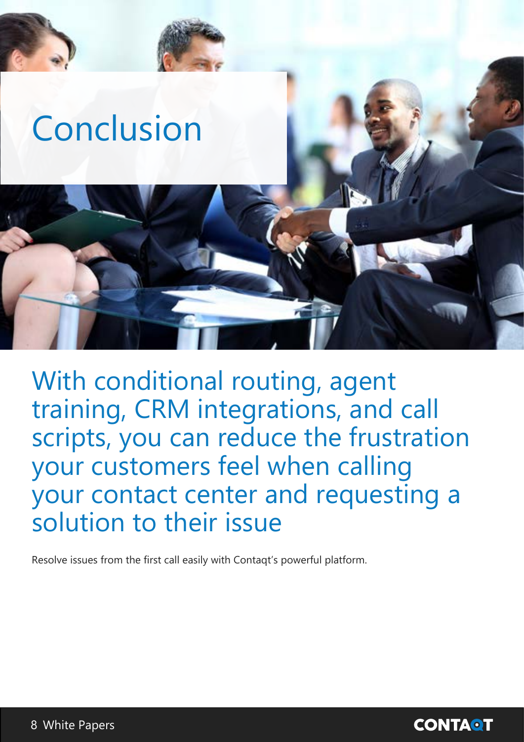# Conclusion

## With conditional routing, agent training, CRM integrations, and call scripts, you can reduce the frustration your customers feel when calling your contact center and requesting a solution to their issue

Resolve issues from the first call easily with Contaqt's powerful platform.